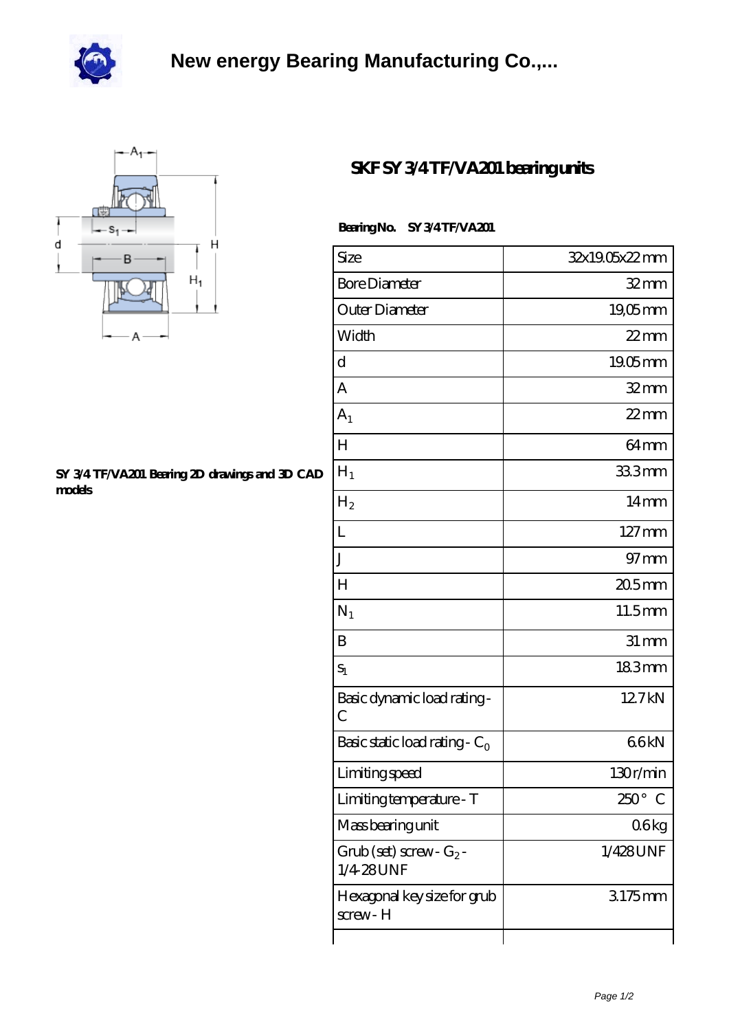# New energy Bearing Manufacturing Co.,...

## SKF SY 3/4 TF/VA201 bearing units

**Bearing No.** **SY 3/4 TF/VA201**

**SY 3/4 TF/VA201 Bearing 2D drawings and 3D CAD models**

| Size | 32x19.05x22 mm |
|---|---|
| Bore Diameter | 32 mm |
| Outer Diameter | 19,05 mm |
| Width | 22 mm |
| d | 19.05 mm |
| A | 32 mm |
| $A_1$ | 22 mm |
| H | 64 mm |
| $H_1$ | 33.3 mm |
| $H_2$ | 14 mm |
| L | 127 mm |
| J | 97 mm |
| H | 20.5 mm |
| $N_1$ | 11.5 mm |
| B | 31 mm |
| $s_1$ | 18.3 mm |
| Basic dynamic load rating - C | 12.7 kN |
| Basic static load rating - $C_0$ | 6.6 kN |
| Limiting speed | 130 r/min |
| Limiting temperature - T | 250 ° C |
| Mass bearing unit | 0.6 kg |
| Grub (set) screw - $G_2$ - 1/4-28 UNF | 1/428 UNF |
| Hexagonal key size for grub screw - H | 3.175 mm |
| | |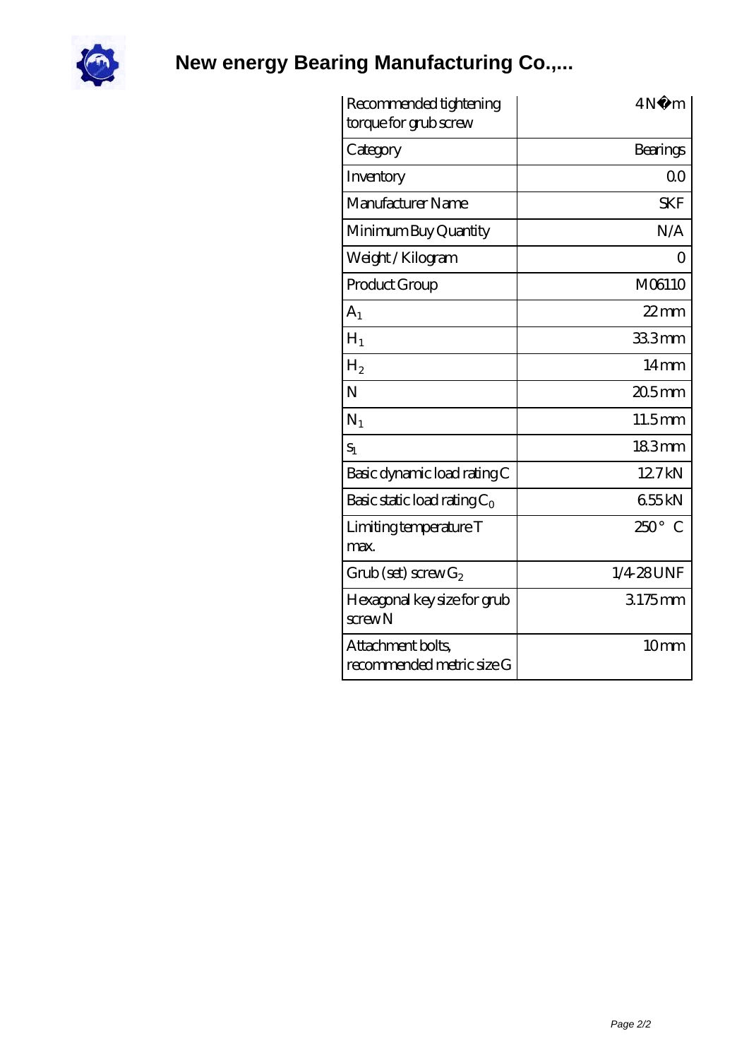# New energy Bearing Manufacturing Co.,...

| | |
|---|---|
| Recommended tightening torque for grub screw | 4 N�m |
| Category | Bearings |
| Inventory | 0.0 |
| Manufacturer Name | SKF |
| Minimum Buy Quantity | N/A |
| Weight / Kilogram | 0 |
| Product Group | M06110 |
| $A_1$ | 22 mm |
| $H_1$ | 33.3 mm |
| $H_2$ | 14 mm |
| N | 20.5 mm |
| $N_1$ | 11.5 mm |
| $s_1$ | 18.3 mm |
| Basic dynamic load rating C | 12.7 kN |
| Basic static load rating $C_0$ | 6.55 kN |
| Limiting temperature T max. | 250 ° C |
| Grub (set) screw $G_2$ | 1/4-28 UNF |
| Hexagonal key size for grub screw N | 3.175 mm |
| Attachment bolts, recommended metric size G | 10 mm |